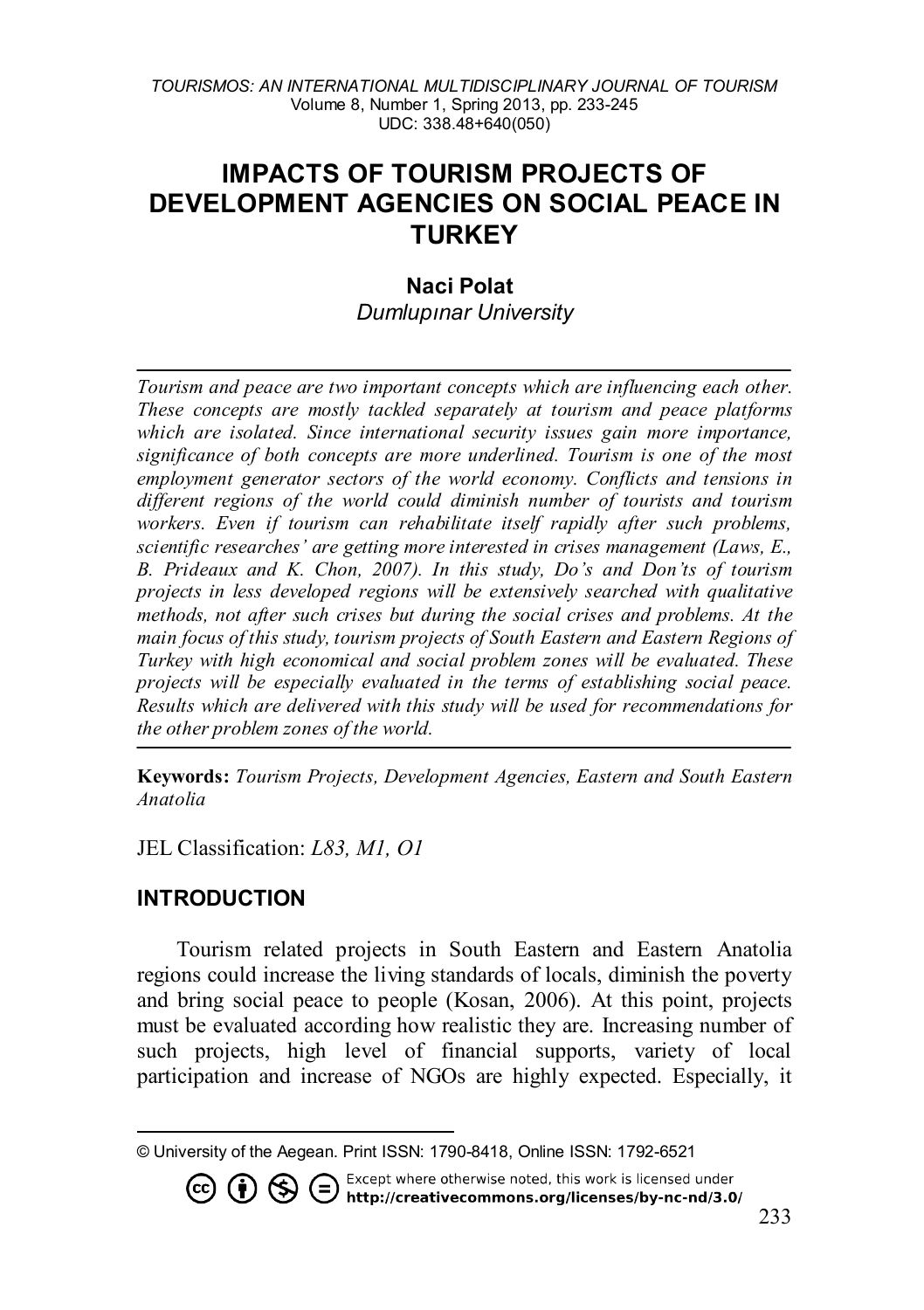# IMPACTS OF TOURISM PROJECTS OF DEVELOPMENT AGENCIES ON SOCIAL PEACE IN TURKEY

**Naci Polat**
*Dumlupınar University*

---

*Tourism and peace are two important concepts which are influencing each other. These concepts are mostly tackled separately at tourism and peace platforms which are isolated. Since international security issues gain more importance, significance of both concepts are more underlined. Tourism is one of the most employment generator sectors of the world economy. Conflicts and tensions in different regions of the world could diminish number of tourists and tourism workers. Even if tourism can rehabilitate itself rapidly after such problems, scientific researches' are getting more interested in crises management (Laws, E., B. Prideaux and K. Chon, 2007). In this study, Do's and Don'ts of tourism projects in less developed regions will be extensively searched with qualitative methods, not after such crises but during the social crises and problems. At the main focus of this study, tourism projects of South Eastern and Eastern Regions of Turkey with high economical and social problem zones will be evaluated. These projects will be especially evaluated in the terms of establishing social peace. Results which are delivered with this study will be used for recommendations for the other problem zones of the world.*

---

**Keywords:** *Tourism Projects, Development Agencies, Eastern and South Eastern Anatolia*

JEL Classification: *L83, M1, O1*

## INTRODUCTION

Tourism related projects in South Eastern and Eastern Anatolia regions could increase the living standards of locals, diminish the poverty and bring social peace to people (Kosan, 2006). At this point, projects must be evaluated according how realistic they are. Increasing number of such projects, high level of financial supports, variety of local participation and increase of NGOs are highly expected. Especially, it

---

© University of the Aegean. Print ISSN: 1790-8418, Online ISSN: 1792-6521

Except where otherwise noted, this work is licensed under http://creativecommons.org/licenses/by-nc-nd/3.0/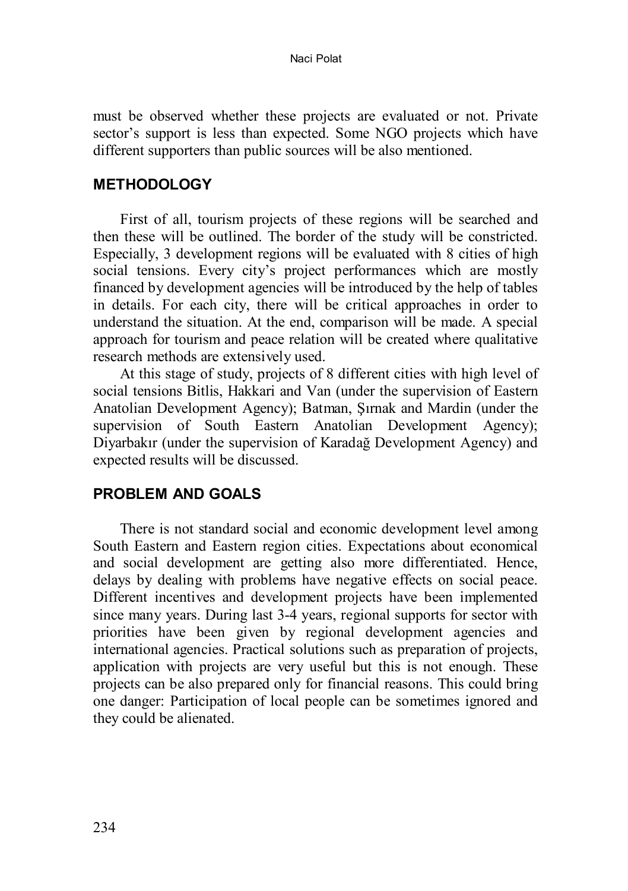must be observed whether these projects are evaluated or not. Private sector's support is less than expected. Some NGO projects which have different supporters than public sources will be also mentioned.

## METHODOLOGY

First of all, tourism projects of these regions will be searched and then these will be outlined. The border of the study will be constricted. Especially, 3 development regions will be evaluated with 8 cities of high social tensions. Every city's project performances which are mostly financed by development agencies will be introduced by the help of tables in details. For each city, there will be critical approaches in order to understand the situation. At the end, comparison will be made. A special approach for tourism and peace relation will be created where qualitative research methods are extensively used.

At this stage of study, projects of 8 different cities with high level of social tensions Bitlis, Hakkari and Van (under the supervision of Eastern Anatolian Development Agency); Batman, Şırnak and Mardin (under the supervision of South Eastern Anatolian Development Agency); Diyarbakır (under the supervision of Karadağ Development Agency) and expected results will be discussed.

## PROBLEM AND GOALS

There is not standard social and economic development level among South Eastern and Eastern region cities. Expectations about economical and social development are getting also more differentiated. Hence, delays by dealing with problems have negative effects on social peace. Different incentives and development projects have been implemented since many years. During last 3-4 years, regional supports for sector with priorities have been given by regional development agencies and international agencies. Practical solutions such as preparation of projects, application with projects are very useful but this is not enough. These projects can be also prepared only for financial reasons. This could bring one danger: Participation of local people can be sometimes ignored and they could be alienated.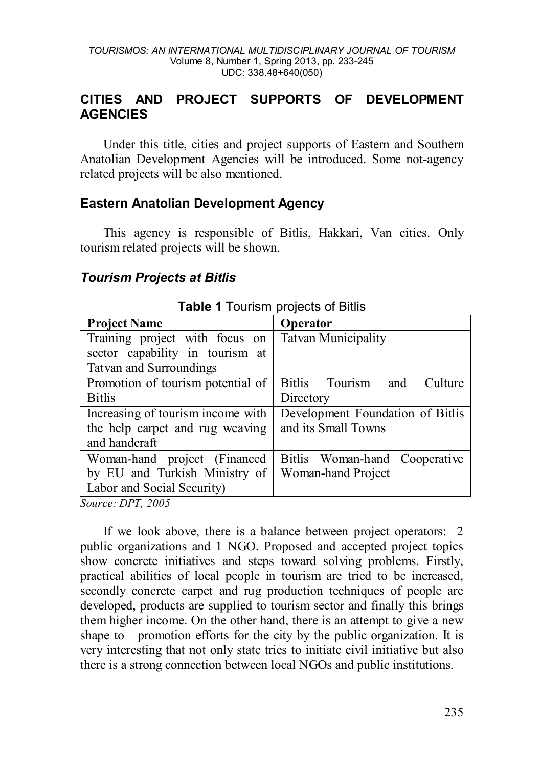## CITIES AND PROJECT SUPPORTS OF DEVELOPMENT AGENCIES

Under this title, cities and project supports of Eastern and Southern Anatolian Development Agencies will be introduced. Some not-agency related projects will be also mentioned.

### Eastern Anatolian Development Agency

This agency is responsible of Bitlis, Hakkari, Van cities. Only tourism related projects will be shown.

#### *Tourism Projects at Bitlis*

**Table 1** Tourism projects of Bitlis

| **Project Name** | **Operator** |
|---|---|
| Training project with focus on sector capability in tourism at Tatvan and Surroundings | Tatvan Municipality |
| Promotion of tourism potential of Bitlis | Bitlis Tourism and Culture Directory |
| Increasing of tourism income with the help carpet and rug weaving and handcraft | Development Foundation of Bitlis and its Small Towns |
| Woman-hand project (Financed by EU and Turkish Ministry of Labor and Social Security) | Bitlis Woman-hand Cooperative Woman-hand Project |

*Source: DPT, 2005*

If we look above, there is a balance between project operators: 2 public organizations and 1 NGO. Proposed and accepted project topics show concrete initiatives and steps toward solving problems. Firstly, practical abilities of local people in tourism are tried to be increased, secondly concrete carpet and rug production techniques of people are developed, products are supplied to tourism sector and finally this brings them higher income. On the other hand, there is an attempt to give a new shape to promotion efforts for the city by the public organization. It is very interesting that not only state tries to initiate civil initiative but also there is a strong connection between local NGOs and public institutions.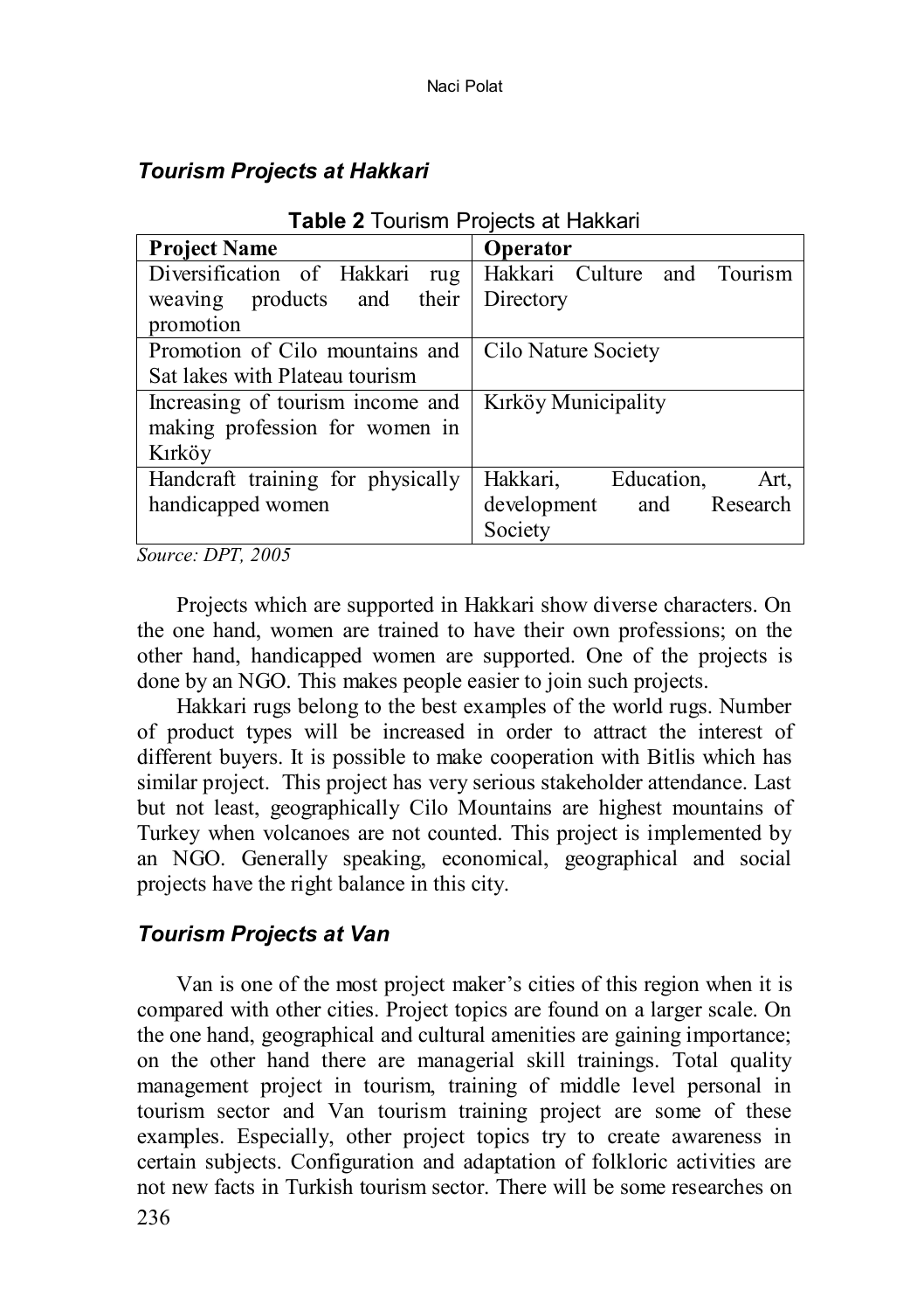### *Tourism Projects at Hakkari*

**Table 2** Tourism Projects at Hakkari

| Project Name | Operator |
|---|---|
| Diversification of Hakkari rug weaving products and their promotion | Hakkari Culture and Tourism Directory |
| Promotion of Cilo mountains and Sat lakes with Plateau tourism | Cilo Nature Society |
| Increasing of tourism income and making profession for women in Kırköy | Kırköy Municipality |
| Handcraft training for physically handicapped women | Hakkari, Education, Art, development and Research Society |

*Source: DPT, 2005*

Projects which are supported in Hakkari show diverse characters. On the one hand, women are trained to have their own professions; on the other hand, handicapped women are supported. One of the projects is done by an NGO. This makes people easier to join such projects.

Hakkari rugs belong to the best examples of the world rugs. Number of product types will be increased in order to attract the interest of different buyers. It is possible to make cooperation with Bitlis which has similar project. This project has very serious stakeholder attendance. Last but not least, geographically Cilo Mountains are highest mountains of Turkey when volcanoes are not counted. This project is implemented by an NGO. Generally speaking, economical, geographical and social projects have the right balance in this city.

### *Tourism Projects at Van*

Van is one of the most project maker's cities of this region when it is compared with other cities. Project topics are found on a larger scale. On the one hand, geographical and cultural amenities are gaining importance; on the other hand there are managerial skill trainings. Total quality management project in tourism, training of middle level personal in tourism sector and Van tourism training project are some of these examples. Especially, other project topics try to create awareness in certain subjects. Configuration and adaptation of folkloric activities are not new facts in Turkish tourism sector. There will be some researches on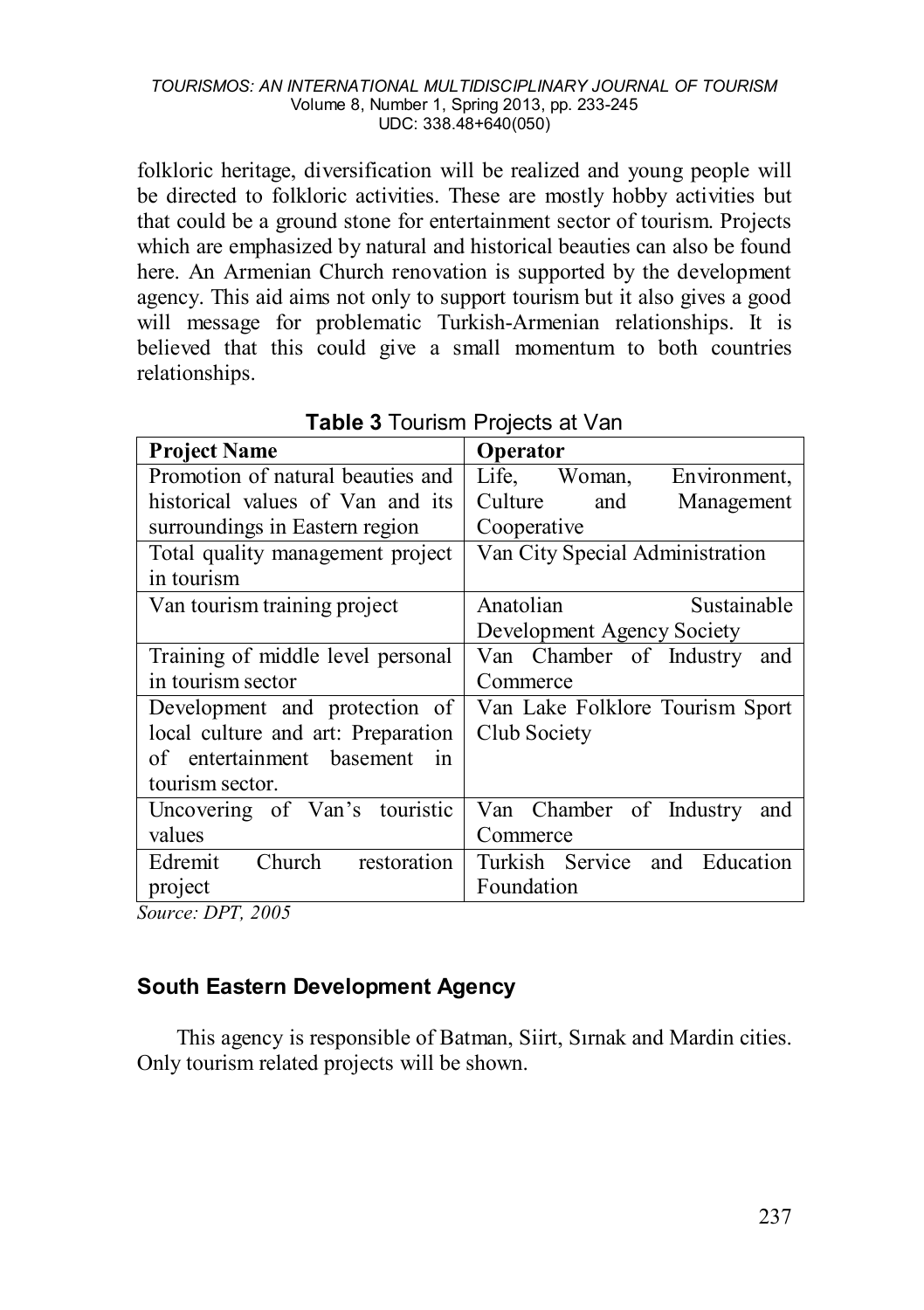folkloric heritage, diversification will be realized and young people will be directed to folkloric activities. These are mostly hobby activities but that could be a ground stone for entertainment sector of tourism. Projects which are emphasized by natural and historical beauties can also be found here. An Armenian Church renovation is supported by the development agency. This aid aims not only to support tourism but it also gives a good will message for problematic Turkish-Armenian relationships. It is believed that this could give a small momentum to both countries relationships.

**Table 3** Tourism Projects at Van

| Project Name | Operator |
|---|---|
| Promotion of natural beauties and historical values of Van and its surroundings in Eastern region | Life, Woman, Environment, Culture and Management Cooperative |
| Total quality management project in tourism | Van City Special Administration |
| Van tourism training project | Anatolian Sustainable Development Agency Society |
| Training of middle level personal in tourism sector | Van Chamber of Industry and Commerce |
| Development and protection of local culture and art: Preparation of entertainment basement in tourism sector. | Van Lake Folklore Tourism Sport Club Society |
| Uncovering of Van's touristic values | Van Chamber of Industry and Commerce |
| Edremit Church restoration project | Turkish Service and Education Foundation |

*Source: DPT, 2005*

### South Eastern Development Agency

This agency is responsible of Batman, Siirt, Sırnak and Mardin cities. Only tourism related projects will be shown.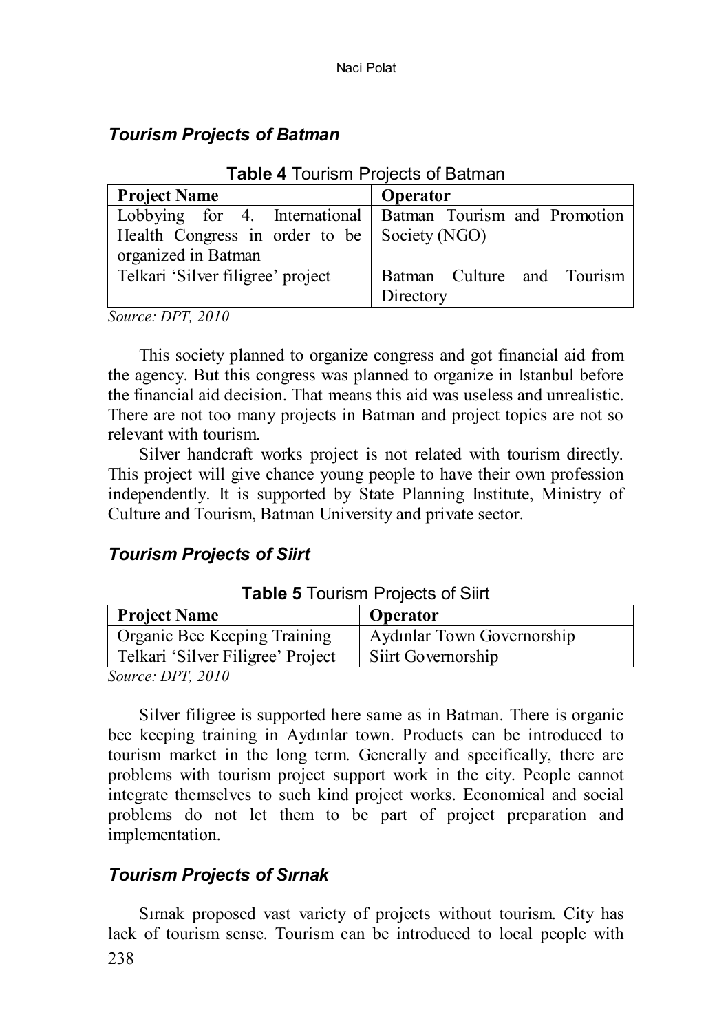### *Tourism Projects of Batman*

**Table 4** Tourism Projects of Batman

| **Project Name** | **Operator** |
|---|---|
| Lobbying for 4. International Health Congress in order to be organized in Batman | Batman Tourism and Promotion Society (NGO) |
| Telkari 'Silver filigree' project | Batman Culture and Tourism Directory |

*Source: DPT, 2010*

This society planned to organize congress and got financial aid from the agency. But this congress was planned to organize in Istanbul before the financial aid decision. That means this aid was useless and unrealistic. There are not too many projects in Batman and project topics are not so relevant with tourism.

Silver handcraft works project is not related with tourism directly. This project will give chance young people to have their own profession independently. It is supported by State Planning Institute, Ministry of Culture and Tourism, Batman University and private sector.

### *Tourism Projects of Siirt*

**Table 5** Tourism Projects of Siirt

| **Project Name** | **Operator** |
|---|---|
| Organic Bee Keeping Training | Aydınlar Town Governorship |
| Telkari 'Silver Filigree' Project | Siirt Governorship |

*Source: DPT, 2010*

Silver filigree is supported here same as in Batman. There is organic bee keeping training in Aydınlar town. Products can be introduced to tourism market in the long term. Generally and specifically, there are problems with tourism project support work in the city. People cannot integrate themselves to such kind project works. Economical and social problems do not let them to be part of project preparation and implementation.

### *Tourism Projects of Sırnak*

Sırnak proposed vast variety of projects without tourism. City has lack of tourism sense. Tourism can be introduced to local people with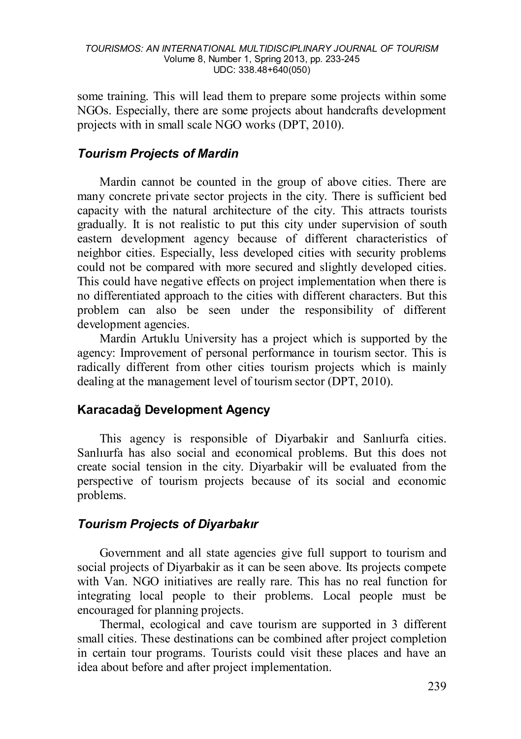some training. This will lead them to prepare some projects within some NGOs. Especially, there are some projects about handcrafts development projects with in small scale NGO works (DPT, 2010).

### *Tourism Projects of Mardin*

Mardin cannot be counted in the group of above cities. There are many concrete private sector projects in the city. There is sufficient bed capacity with the natural architecture of the city. This attracts tourists gradually. It is not realistic to put this city under supervision of south eastern development agency because of different characteristics of neighbor cities. Especially, less developed cities with security problems could not be compared with more secured and slightly developed cities. This could have negative effects on project implementation when there is no differentiated approach to the cities with different characters. But this problem can also be seen under the responsibility of different development agencies.

Mardin Artuklu University has a project which is supported by the agency: Improvement of personal performance in tourism sector. This is radically different from other cities tourism projects which is mainly dealing at the management level of tourism sector (DPT, 2010).

## Karacadağ Development Agency

This agency is responsible of Diyarbakir and Sanlıurfa cities. Sanlıurfa has also social and economical problems. But this does not create social tension in the city. Diyarbakir will be evaluated from the perspective of tourism projects because of its social and economic problems.

### *Tourism Projects of Diyarbakır*

Government and all state agencies give full support to tourism and social projects of Diyarbakir as it can be seen above. Its projects compete with Van. NGO initiatives are really rare. This has no real function for integrating local people to their problems. Local people must be encouraged for planning projects.

Thermal, ecological and cave tourism are supported in 3 different small cities. These destinations can be combined after project completion in certain tour programs. Tourists could visit these places and have an idea about before and after project implementation.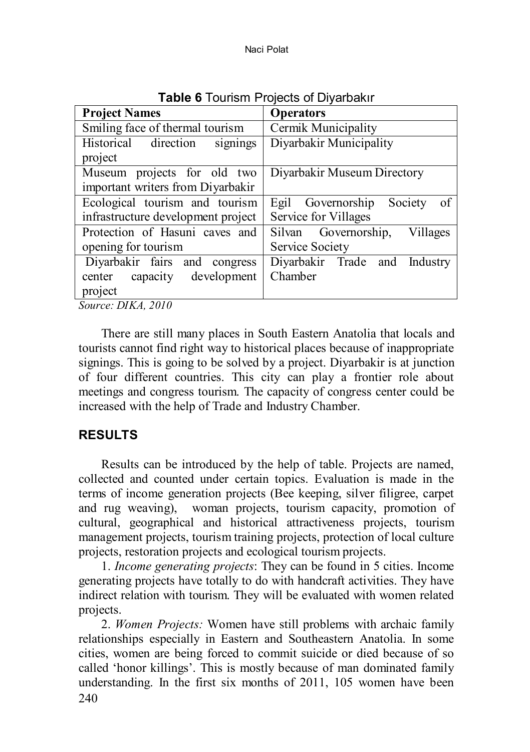**Table 6** Tourism Projects of Diyarbakır

| Project Names | Operators |
|---|---|
| Smiling face of thermal tourism | Cermik Municipality |
| Historical direction signings project | Diyarbakir Municipality |
| Museum projects for old two important writers from Diyarbakir | Diyarbakir Museum Directory |
| Ecological tourism and tourism infrastructure development project | Egil Governorship Society of Service for Villages |
| Protection of Hasuni caves and opening for tourism | Silvan Governorship, Villages Service Society |
| Diyarbakir fairs and congress center capacity development project | Diyarbakir Trade and Industry Chamber |

*Source: DIKA, 2010*

There are still many places in South Eastern Anatolia that locals and tourists cannot find right way to historical places because of inappropriate signings. This is going to be solved by a project. Diyarbakir is at junction of four different countries. This city can play a frontier role about meetings and congress tourism. The capacity of congress center could be increased with the help of Trade and Industry Chamber.

## RESULTS

Results can be introduced by the help of table. Projects are named, collected and counted under certain topics. Evaluation is made in the terms of income generation projects (Bee keeping, silver filigree, carpet and rug weaving), woman projects, tourism capacity, promotion of cultural, geographical and historical attractiveness projects, tourism management projects, tourism training projects, protection of local culture projects, restoration projects and ecological tourism projects.

1. *Income generating projects*: They can be found in 5 cities. Income generating projects have totally to do with handcraft activities. They have indirect relation with tourism. They will be evaluated with women related projects.

2. *Women Projects:* Women have still problems with archaic family relationships especially in Eastern and Southeastern Anatolia. In some cities, women are being forced to commit suicide or died because of so called 'honor killings'. This is mostly because of man dominated family understanding. In the first six months of 2011, 105 women have been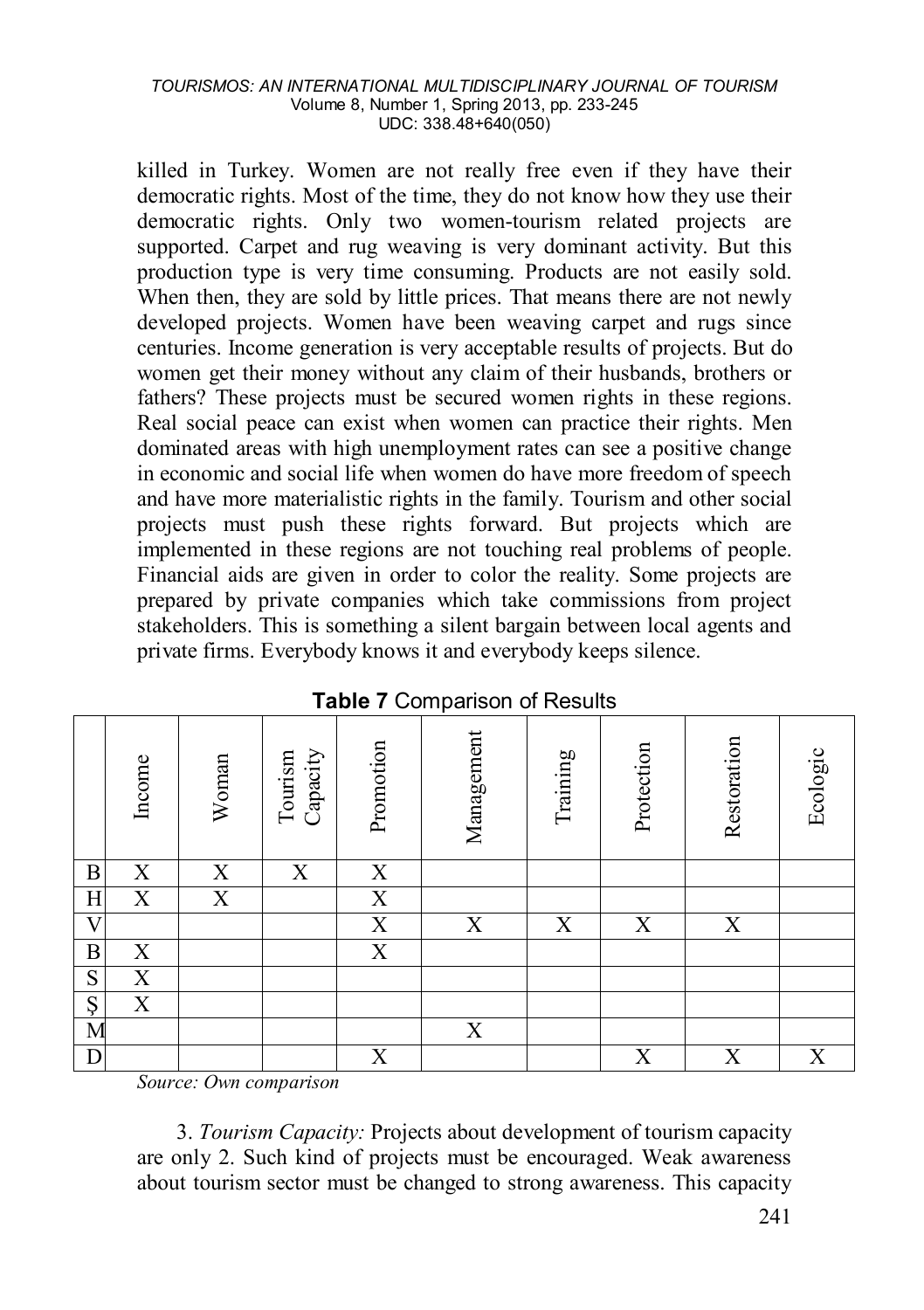killed in Turkey. Women are not really free even if they have their democratic rights. Most of the time, they do not know how they use their democratic rights. Only two women-tourism related projects are supported. Carpet and rug weaving is very dominant activity. But this production type is very time consuming. Products are not easily sold. When then, they are sold by little prices. That means there are not newly developed projects. Women have been weaving carpet and rugs since centuries. Income generation is very acceptable results of projects. But do women get their money without any claim of their husbands, brothers or fathers? These projects must be secured women rights in these regions. Real social peace can exist when women can practice their rights. Men dominated areas with high unemployment rates can see a positive change in economic and social life when women do have more freedom of speech and have more materialistic rights in the family. Tourism and other social projects must push these rights forward. But projects which are implemented in these regions are not touching real problems of people. Financial aids are given in order to color the reality. Some projects are prepared by private companies which take commissions from project stakeholders. This is something a silent bargain between local agents and private firms. Everybody knows it and everybody keeps silence.

**Table 7** Comparison of Results

| | Income | Woman | Tourism Capacity | Promotion | Management | Training | Protection | Restoration | Ecologic |
|---|---|---|---|---|---|---|---|---|---|
| B | X | X | X | X | | | | | |
| H | X | X | | X | | | | | |
| V | | | | X | X | X | X | X | |
| B | X | | | X | | | | | |
| S | X | | | | | | | | |
| Ş | X | | | | | | | | |
| M | | | | | X | | | | |
| D | | | | X | | | X | X | X |

*Source: Own comparison*

3. *Tourism Capacity:* Projects about development of tourism capacity are only 2. Such kind of projects must be encouraged. Weak awareness about tourism sector must be changed to strong awareness. This capacity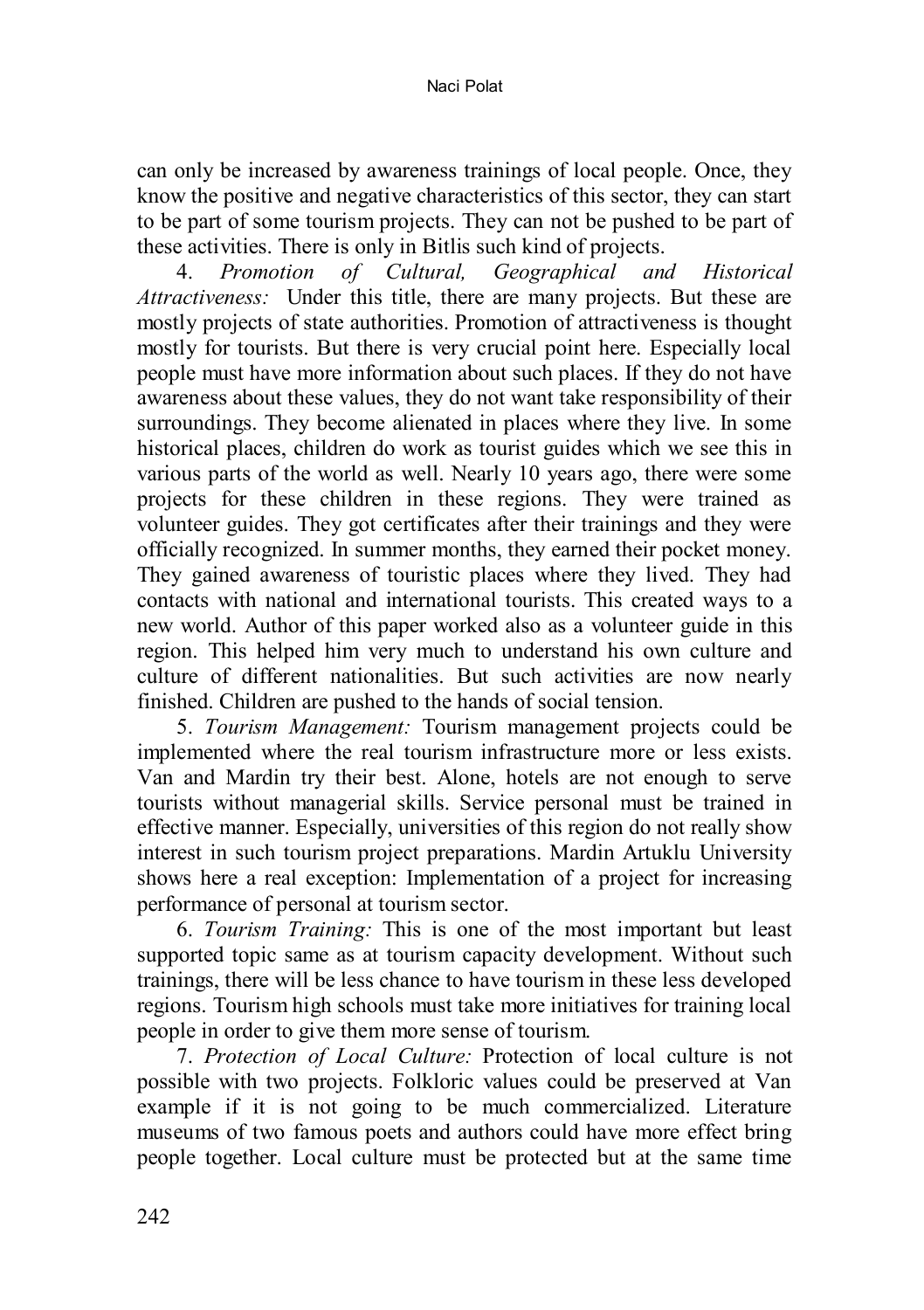can only be increased by awareness trainings of local people. Once, they know the positive and negative characteristics of this sector, they can start to be part of some tourism projects. They can not be pushed to be part of these activities. There is only in Bitlis such kind of projects.

4. *Promotion of Cultural, Geographical and Historical Attractiveness:* Under this title, there are many projects. But these are mostly projects of state authorities. Promotion of attractiveness is thought mostly for tourists. But there is very crucial point here. Especially local people must have more information about such places. If they do not have awareness about these values, they do not want take responsibility of their surroundings. They become alienated in places where they live. In some historical places, children do work as tourist guides which we see this in various parts of the world as well. Nearly 10 years ago, there were some projects for these children in these regions. They were trained as volunteer guides. They got certificates after their trainings and they were officially recognized. In summer months, they earned their pocket money. They gained awareness of touristic places where they lived. They had contacts with national and international tourists. This created ways to a new world. Author of this paper worked also as a volunteer guide in this region. This helped him very much to understand his own culture and culture of different nationalities. But such activities are now nearly finished. Children are pushed to the hands of social tension.

5. *Tourism Management:* Tourism management projects could be implemented where the real tourism infrastructure more or less exists. Van and Mardin try their best. Alone, hotels are not enough to serve tourists without managerial skills. Service personal must be trained in effective manner. Especially, universities of this region do not really show interest in such tourism project preparations. Mardin Artuklu University shows here a real exception: Implementation of a project for increasing performance of personal at tourism sector.

6. *Tourism Training:* This is one of the most important but least supported topic same as at tourism capacity development. Without such trainings, there will be less chance to have tourism in these less developed regions. Tourism high schools must take more initiatives for training local people in order to give them more sense of tourism.

7. *Protection of Local Culture:* Protection of local culture is not possible with two projects. Folkloric values could be preserved at Van example if it is not going to be much commercialized. Literature museums of two famous poets and authors could have more effect bring people together. Local culture must be protected but at the same time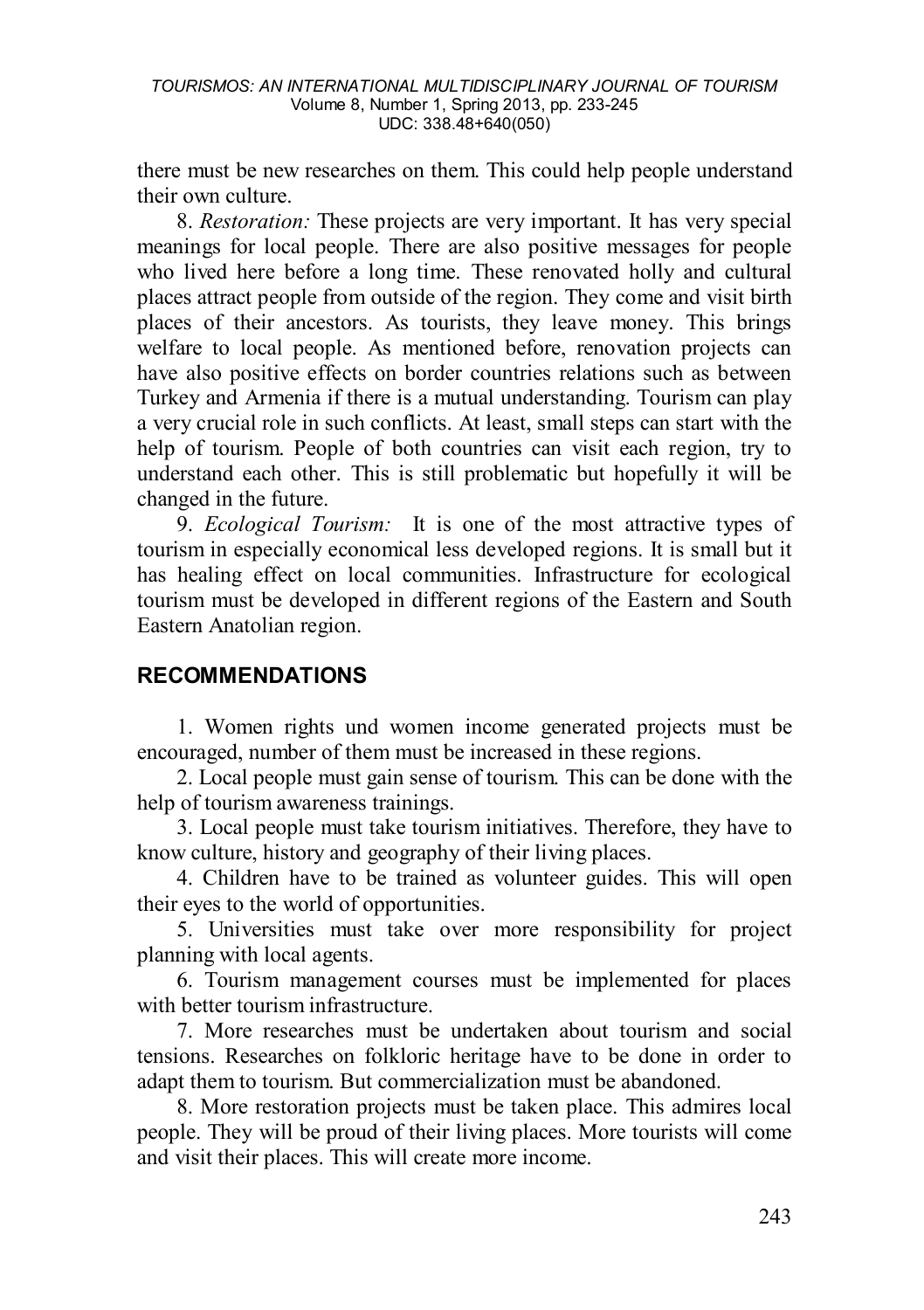there must be new researches on them. This could help people understand their own culture.

8. *Restoration:* These projects are very important. It has very special meanings for local people. There are also positive messages for people who lived here before a long time. These renovated holly and cultural places attract people from outside of the region. They come and visit birth places of their ancestors. As tourists, they leave money. This brings welfare to local people. As mentioned before, renovation projects can have also positive effects on border countries relations such as between Turkey and Armenia if there is a mutual understanding. Tourism can play a very crucial role in such conflicts. At least, small steps can start with the help of tourism. People of both countries can visit each region, try to understand each other. This is still problematic but hopefully it will be changed in the future.

9. *Ecological Tourism:* It is one of the most attractive types of tourism in especially economical less developed regions. It is small but it has healing effect on local communities. Infrastructure for ecological tourism must be developed in different regions of the Eastern and South Eastern Anatolian region.

## RECOMMENDATIONS

1. Women rights und women income generated projects must be encouraged, number of them must be increased in these regions.
2. Local people must gain sense of tourism. This can be done with the help of tourism awareness trainings.
3. Local people must take tourism initiatives. Therefore, they have to know culture, history and geography of their living places.
4. Children have to be trained as volunteer guides. This will open their eyes to the world of opportunities.
5. Universities must take over more responsibility for project planning with local agents.
6. Tourism management courses must be implemented for places with better tourism infrastructure.
7. More researches must be undertaken about tourism and social tensions. Researches on folkloric heritage have to be done in order to adapt them to tourism. But commercialization must be abandoned.
8. More restoration projects must be taken place. This admires local people. They will be proud of their living places. More tourists will come and visit their places. This will create more income.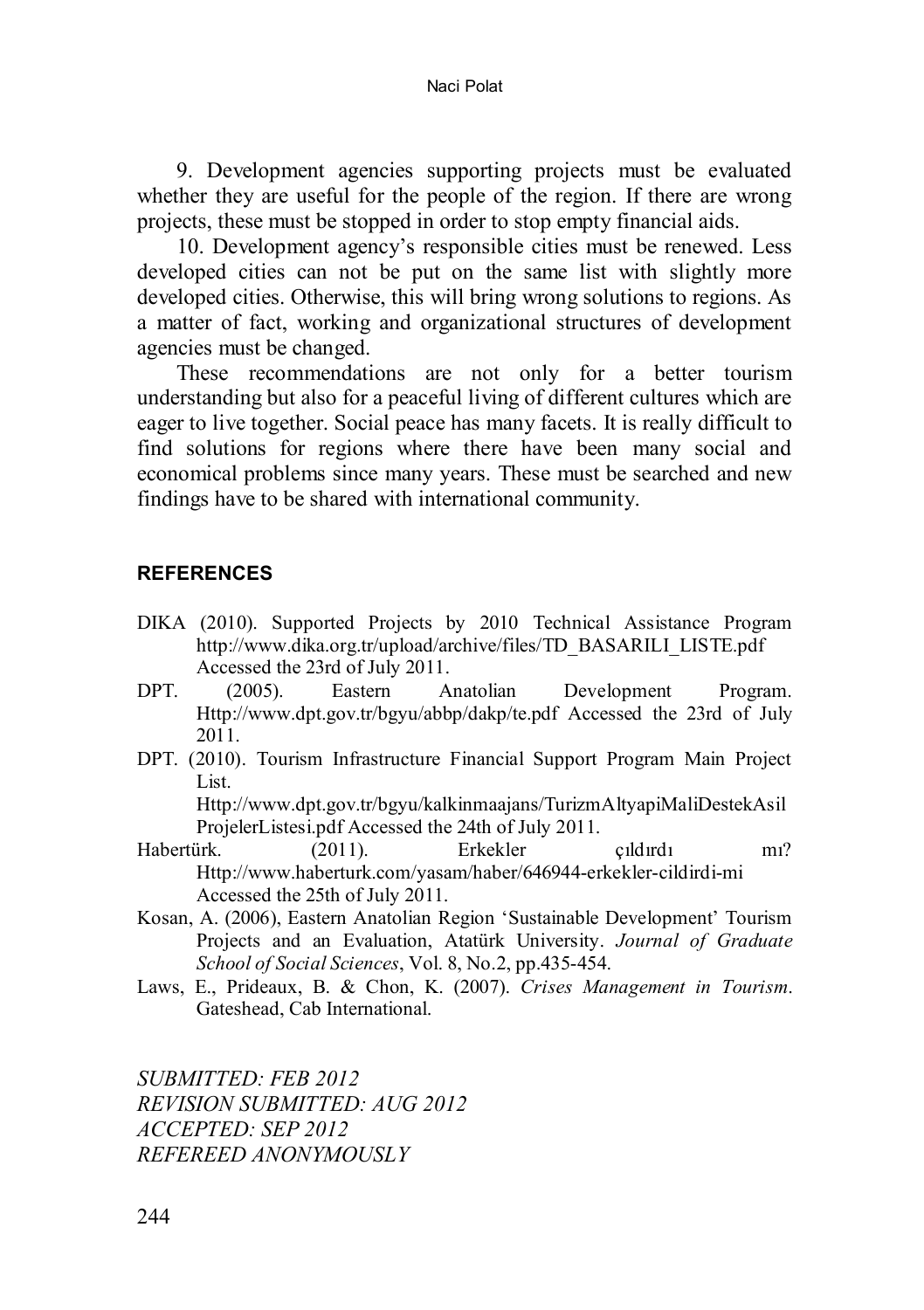9. Development agencies supporting projects must be evaluated whether they are useful for the people of the region. If there are wrong projects, these must be stopped in order to stop empty financial aids.

10. Development agency's responsible cities must be renewed. Less developed cities can not be put on the same list with slightly more developed cities. Otherwise, this will bring wrong solutions to regions. As a matter of fact, working and organizational structures of development agencies must be changed.

These recommendations are not only for a better tourism understanding but also for a peaceful living of different cultures which are eager to live together. Social peace has many facets. It is really difficult to find solutions for regions where there have been many social and economical problems since many years. These must be searched and new findings have to be shared with international community.

## REFERENCES

DIKA (2010). Supported Projects by 2010 Technical Assistance Program http://www.dika.org.tr/upload/archive/files/TD_BASARILI_LISTE.pdf Accessed the 23rd of July 2011.

DPT. (2005). Eastern Anatolian Development Program. Http://www.dpt.gov.tr/bgyu/abbp/dakp/te.pdf Accessed the 23rd of July 2011.

DPT. (2010). Tourism Infrastructure Financial Support Program Main Project List. Http://www.dpt.gov.tr/bgyu/kalkinmaajans/TurizmAltyapiMaliDestekAsilProjelerListesi.pdf Accessed the 24th of July 2011.

Habertürk. (2011). Erkekler çıldırdı mı? Http://www.haberturk.com/yasam/haber/646944-erkekler-cildirdi-mi Accessed the 25th of July 2011.

Kosan, A. (2006), Eastern Anatolian Region 'Sustainable Development' Tourism Projects and an Evaluation, Atatürk University. *Journal of Graduate School of Social Sciences*, Vol. 8, No.2, pp.435-454.

Laws, E., Prideaux, B. & Chon, K. (2007). *Crises Management in Tourism*. Gateshead, Cab International.

*SUBMITTED: FEB 2012*
*REVISION SUBMITTED: AUG 2012*
*ACCEPTED: SEP 2012*
*REFEREED ANONYMOUSLY*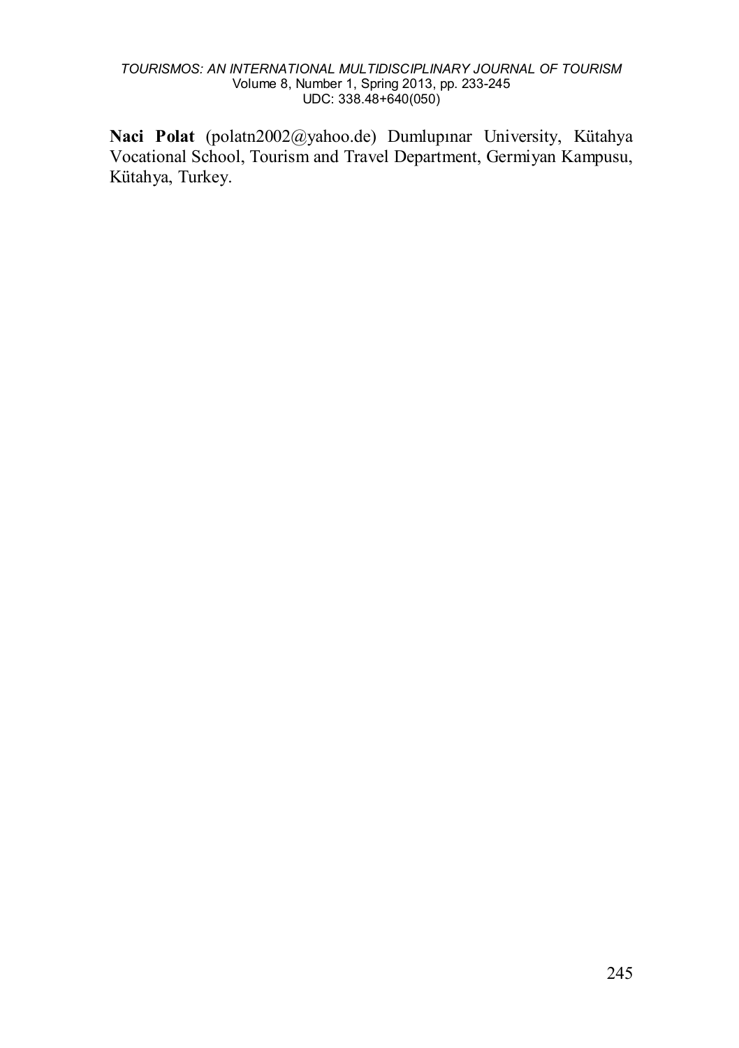**Naci Polat** (polatn2002@yahoo.de) Dumlupınar University, Kütahya Vocational School, Tourism and Travel Department, Germiyan Kampusu, Kütahya, Turkey.